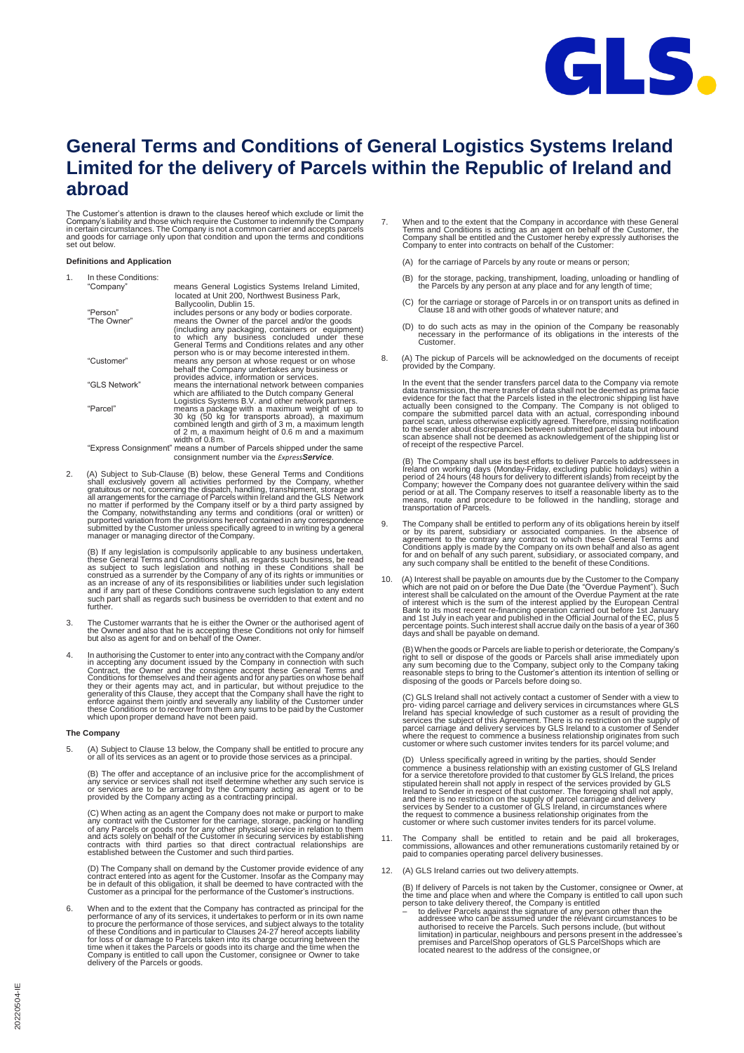# General Terms and Conditions of General Logistics Systems Ireland Limited for the delivery of Parcels within the Republic of Ireland and abroad

The Customer's attention is drawn to the clauses hereof which exclude or limit the Company's liability and those which require the Customer to indemnify the Company in certain circumstances. The Company is not a common carrier and accepts parcels and goods for carriage only upon that condition and upon the terms and conditions set out below.

### Definitions and Application

1. In these Conditions:

| | |
|---|---|
| "Company" | means General Logistics Systems Ireland Limited, located at Unit 200, Northwest Business Park, Ballycoolin, Dublin 15. |
| "Person" | includes persons or any body or bodies corporate. |
| "The Owner" | means the Owner of the parcel and/or the goods (including any packaging, containers or equipment) to which any business concluded under these General Terms and Conditions relates and any other person who is or may become interested in them. |
| "Customer" | means any person at whose request or on whose behalf the Company undertakes any business or provides advice, information or services. |
| "GLS Network" | means the international network between companies which are affiliated to the Dutch company General Logistics Systems B.V. and other network partners. |
| "Parcel" | means a package with a maximum weight of up to 30 kg (50 kg for transports abroad), a maximum combined length and girth of 3 m, a maximum length of 2 m, a maximum height of 0.6 m and a maximum width of 0.8 m. |
| "Express Consignment" | means a number of Parcels shipped under the same consignment number via the *Express**Service***. |

2. (A) Subject to Sub-Clause (B) below, these General Terms and Conditions shall exclusively govern all activities performed by the Company, whether gratuitous or not, concerning the dispatch, handling, transhipment, storage and all arrangements for the carriage of Parcels within Ireland and the GLS Network no matter if performed by the Company itself or by a third party assigned by the Company, notwithstanding any terms and conditions (oral or written) or purported variation from the provisions hereof contained in any correspondence submitted by the Customer unless specifically agreed to in writing by a general manager or managing director of the Company.

   (B) If any legislation is compulsorily applicable to any business undertaken, these General Terms and Conditions shall, as regards such business, be read as subject to such legislation and nothing in these Conditions shall be construed as a surrender by the Company of any of its rights or immunities or as an increase of any of its responsibilities or liabilities under such legislation and if any part of these Conditions contravene such legislation to any extent such part shall as regards such business be overridden to that extent and no further.

3. The Customer warrants that he is either the Owner or the authorised agent of the Owner and also that he is accepting these Conditions not only for himself but also as agent for and on behalf of the Owner.

4. In authorising the Customer to enter into any contract with the Company and/or in accepting any document issued by the Company in connection with such Contract, the Owner and the consignee accept these General Terms and Conditions for themselves and their agents and for any parties on whose behalf they or their agents may act, and in particular, but without prejudice to the generality of this Clause, they accept that the Company shall have the right to enforce against them jointly and severally any liability of the Customer under these Conditions or to recover from them any sums to be paid by the Customer which upon proper demand have not been paid.

### The Company

5. (A) Subject to Clause 13 below, the Company shall be entitled to procure any or all of its services as an agent or to provide those services as a principal.

   (B) The offer and acceptance of an inclusive price for the accomplishment of any service or services shall not itself determine whether any such service is or services are to be arranged by the Company acting as agent or to be provided by the Company acting as a contracting principal.

   (C) When acting as an agent the Company does not make or purport to make any contract with the Customer for the carriage, storage, packing or handling of any Parcels or goods nor for any other physical service in relation to them and acts solely on behalf of the Customer in securing services by establishing contracts with third parties so that direct contractual relationships are established between the Customer and such third parties.

   (D) The Company shall on demand by the Customer provide evidence of any contract entered into as agent for the Customer. Insofar as the Company may be in default of this obligation, it shall be deemed to have contracted with the Customer as a principal for the performance of the Customer's instructions.

6. When and to the extent that the Company has contracted as principal for the performance of any of its services, it undertakes to perform or in its own name to procure the performance of those services, and subject always to the totality of these Conditions and in particular to Clauses 24-27 hereof accepts liability for loss of or damage to Parcels taken into its charge occurring between the time when it takes the Parcels or goods into its charge and the time when the Company is entitled to call upon the Customer, consignee or Owner to take delivery of the Parcels or goods.

7. When and to the extent that the Company in accordance with these General Terms and Conditions is acting as an agent on behalf of the Customer, the Company shall be entitled and the Customer hereby expressly authorises the Company to enter into contracts on behalf of the Customer:

   (A) for the carriage of Parcels by any route or means or person;

   (B) for the storage, packing, transhipment, loading, unloading or handling of the Parcels by any person at any place and for any length of time;

   (C) for the carriage or storage of Parcels in or on transport units as defined in Clause 18 and with other goods of whatever nature; and

   (D) to do such acts as may in the opinion of the Company be reasonably necessary in the performance of its obligations in the interests of the Customer.

8. (A) The pickup of Parcels will be acknowledged on the documents of receipt provided by the Company.

   In the event that the sender transfers parcel data to the Company via remote data transmission, the mere transfer of data shall not be deemed as prima facie evidence for the fact that the Parcels listed in the electronic shipping list have actually been consigned to the Company. The Company is not obliged to compare the submitted parcel data with an actual, corresponding inbound parcel scan, unless otherwise explicitly agreed. Therefore, missing notification to the sender about discrepancies between submitted parcel data but inbound scan absence shall not be deemed as acknowledgement of the shipping list or of receipt of the respective Parcel.

   (B) The Company shall use its best efforts to deliver Parcels to addressees in Ireland on working days (Monday-Friday, excluding public holidays) within a period of 24 hours (48 hours for delivery to different islands) from receipt by the Company; however the Company does not guarantee delivery within the said period or at all. The Company reserves to itself a reasonable liberty as to the means, route and procedure to be followed in the handling, storage and transportation of Parcels.

9. The Company shall be entitled to perform any of its obligations herein by itself or by its parent, subsidiary or associated companies. In the absence of agreement to the contrary any contract to which these General Terms and Conditions apply is made by the Company on its own behalf and also as agent for and on behalf of any such parent, subsidiary, or associated company, and any such company shall be entitled to the benefit of these Conditions.

10. (A) Interest shall be payable on amounts due by the Customer to the Company which are not paid on or before the Due Date (the "Overdue Payment"). Such interest shall be calculated on the amount of the Overdue Payment at the rate of interest which is the sum of the interest applied by the European Central Bank to its most recent re-financing operation carried out before 1st January and 1st July in each year and published in the Official Journal of the EC, plus 5 percentage points. Such interest shall accrue daily on the basis of a year of 360 days and shall be payable on demand.

    (B) When the goods or Parcels are liable to perish or deteriorate, the Company's right to sell or dispose of the goods or Parcels shall arise immediately upon any sum becoming due to the Company, subject only to the Company taking reasonable steps to bring to the Customer's attention its intention of selling or disposing of the goods or Parcels before doing so.

    (C) GLS Ireland shall not actively contact a customer of Sender with a view to pro- viding parcel carriage and delivery services in circumstances where GLS Ireland has special knowledge of such customer as a result of providing the services the subject of this Agreement. There is no restriction on the supply of parcel carriage and delivery services by GLS Ireland to a customer of Sender where the request to commence a business relationship originates from the customer or where such customer invites tenders for its parcel volume; and

    (D) Unless specifically agreed in writing by the parties, should Sender commence a business relationship with an existing customer of GLS Ireland for a service theretofore provided to that customer by GLS Ireland, the prices stipulated herein shall not apply in respect of the services provided by GLS Ireland to Sender in respect of that customer. The foregoing shall not apply, and there is no restriction on the supply of parcel carriage and delivery services by Sender to a customer of GLS Ireland, in circumstances where the request to commence a business relationship originates from the customer or where such customer invites tenders for its parcel volume.

11. The Company shall be entitled to retain and be paid all brokerages, commissions, allowances and other remunerations customarily retained by or paid to companies operating parcel delivery businesses.

12. (A) GLS Ireland carries out two delivery attempts.

    (B) If delivery of Parcels is not taken by the Customer, consignee or Owner, at the time and place when and where the Company is entitled to call upon such person to take delivery thereof, the Company is entitled

    – to deliver Parcels against the signature of any person other than the addressee who can be assumed under the relevant circumstances to be authorised to receive the Parcels. Such persons include, (but without limitation) in particular, neighbours and persons present in the addressee's premises and ParcelShop operators of GLS ParcelShops which are located nearest to the address of the consignee, or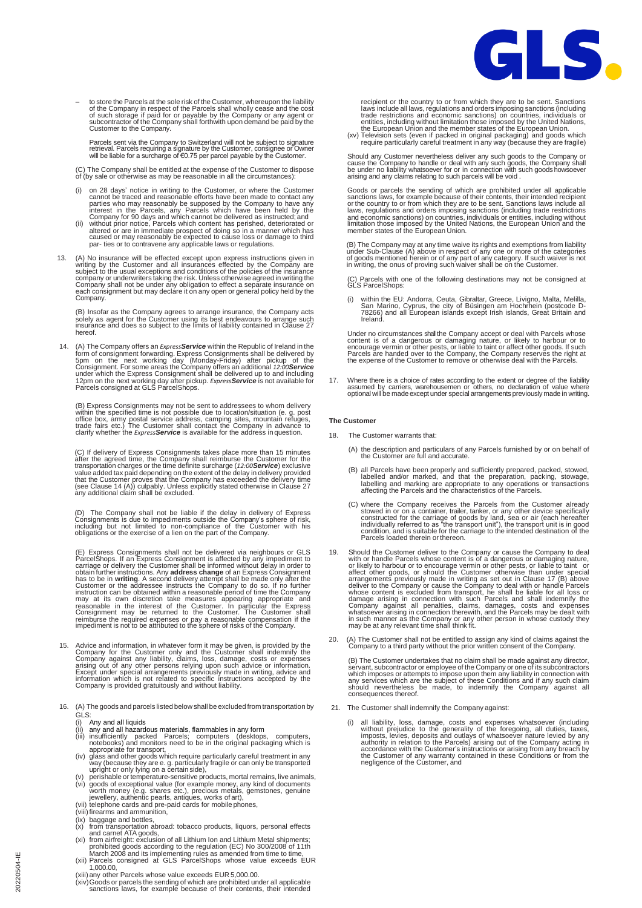– to store the Parcels at the sole risk of the Customer, whereupon the liability of the Company in respect of the Parcels shall wholly cease and the cost of such storage if paid for or payable by the Company or any agent or subcontractor of the Company shall forthwith upon demand be paid by the Customer to the Company.

Parcels sent via the Company to Switzerland will not be subject to signature retrieval. Parcels requiring a signature by the Customer, consignee or Owner will be liable for a surcharge of €0.75 per parcel payable by the Customer.

(C) The Company shall be entitled at the expense of the Customer to dispose of (by sale or otherwise as may be reasonable in all the circumstances):

(i) on 28 days' notice in writing to the Customer, or where the Customer cannot be traced and reasonable efforts have been made to contact any parties who may reasonably be supposed by the Company to have any interest in the Parcels, any Parcels which have been held by the Company for 90 days and which cannot be delivered as instructed; and
(ii) without prior notice, Parcels which content has perished, deteriorated or altered or are in immediate prospect of doing so in a manner which has caused or may reasonably be expected to cause loss or damage to third par- ties or to contravene any applicable laws or regulations.

13. (A) No insurance will be effected except upon express instructions given in writing by the Customer and all insurances effected by the Company are subject to the usual exceptions and conditions of the policies of the insurance company or underwriters taking the risk. Unless otherwise agreed in writing the Company shall not be under any obligation to effect a separate insurance on each consignment but may declare it on any open or general policy held by the Company.

(B) Insofar as the Company agrees to arrange insurance, the Company acts solely as agent for the Customer using its best endeavours to arrange such insurance and does so subject to the limits of liability contained in Clause 27 hereof.

14. (A) The Company offers an *Express**Service*** within the Republic of Ireland in the form of consignment forwarding. Express Consignments shall be delivered by 5pm on the next working day (Monday-Friday) after pickup of the Consignment. For some areas the Company offers an additional *12:00**Service*** under which the Express Consignment shall be delivered up to and including 12pm on the next working day after pickup. *Express**Service*** is not available for Parcels consigned at GLS ParcelShops.

(B) Express Consignments may not be sent to addressees to whom delivery within the specified time is not possible due to location/situation (e. g. post office box, army postal service address, camping sites, mountain refuges, trade fairs etc.) The Customer shall contact the Company in advance to clarify whether the *Express**Service*** is available for the address in question.

(C) If delivery of Express Consignments takes place more than 15 minutes after the agreed time, the Company shall reimburse the Customer for the transportation charges or the time definite surcharge (*12:00**Service***) exclusive value added tax paid depending on the extent of the delay in delivery provided that the Customer proves that the Company has exceeded the delivery time (see Clause 14 (A)) culpably. Unless explicitly stated otherwise in Clause 27 any additional claim shall be excluded.

(D) The Company shall not be liable if the delay in delivery of Express Consignments is due to impediments outside the Company's sphere of risk, including but not limited to non-compliance of the Customer with his obligations or the exercise of a lien on the part of the Company.

(E) Express Consignments shall not be delivered via neighbours or GLS ParcelShops. If an Express Consignment is affected by any impediment to carriage or delivery the Customer shall be informed without delay in order to obtain further instructions. Any **address change** of an Express Consignment has to be in **writing**. A second delivery attempt shall be made only after the Customer or the addressee instructs the Company to do so. If no further instruction can be obtained within a reasonable period of time the Company may at its own discretion take measures appearing appropriate and reasonable in the interest of the Customer. In particular the Express Consignment may be returned to the Customer. The Customer shall reimburse the required expenses or pay a reasonable compensation if the impediment is not to be attributed to the sphere of risks of the Company.

15. Advice and information, in whatever form it may be given, is provided by the Company for the Customer only and the Customer shall indemnify the Company against any liability, claims, loss, damage, costs or expenses arising out of any other persons relying upon such advice or information. Except under special arrangements previously made in writing, advice and information which is not related to specific instructions accepted by the Company is provided gratuitously and without liability.

16. (A) The goods and parcels listed below shall be excluded from transportation by GLS:
(i) Any and all liquids
(ii) any and all hazardous materials, flammables in any form
(iii) insufficiently packed Parcels; computers (desktops, computers, notebooks) and monitors need to be in the original packaging which is appropriate for transport,
(iv) glass and other goods which require particularly careful treatment in any way (because they are e. g. particularly fragile or can only be transported upright or only lying on a certain side),
(v) perishable or temperature-sensitive products, mortal remains, live animals,
(vi) goods of exceptional value (for example money, any kind of documents worth money (e.g. shares etc.), precious metals, gemstones, genuine jewellery, authentic pearls, antiques, works of art),
(vii) telephone cards and pre-paid cards for mobile phones,
(viii) firearms and ammunition,
(ix) baggage and bottles,
(x) from transportation abroad: tobacco products, liquors, personal effects and carnet ATA goods,
(xi) from airfreight: exclusion of all Lithium Ion and Lithium Metal shipments; prohibited goods according to the regulation (EC) No 300/2008 of 11th March 2008 and its implementing rules as amended from time to time,
(xii) Parcels consigned at GLS ParcelShops whose value exceeds EUR 1,000.00,
(xiii) any other Parcels whose value exceeds EUR 5,000.00.
(xiv) Goods or parcels the sending of which are prohibited under all applicable sanctions laws, for example because of their contents, their intended recipient or the country to or from which they are to be sent. Sanctions laws include all laws, regulations and orders imposing sanctions (including trade restrictions and economic sanctions) on countries, individuals or entities, including without limitation those imposed by the United Nations, the European Union and the member states of the European Union.
(xv) Television sets (even if packed in original packaging) and goods which require particularly careful treatment in any way (because they are fragile)

Should any Customer nevertheless deliver any such goods to the Company or cause the Company to handle or deal with any such goods, the Company shall be under no liability whatsoever for or in connection with such goods howsoever arising and any claims relating to such parcels will be void .

Goods or parcels the sending of which are prohibited under all applicable sanctions laws, for example because of their contents, their intended recipient or the country to or from which they are to be sent. Sanctions laws include all laws, regulations and orders imposing sanctions (including trade restrictions and economic sanctions) on countries, individuals or entities, including without limitation those imposed by the United Nations, the European Union and the member states of the European Union.

(B) The Company may at any time waive its rights and exemptions from liability under Sub-Clause (A) above in respect of any one or more of the categories of goods mentioned herein or of any part of any category. If such waiver is not in writing, the onus of proving such waiver shall be on the Customer.

(C) Parcels with one of the following destinations may not be consigned at GLS ParcelShops:

(i) within the EU: Andorra, Ceuta, Gibraltar, Greece, Livigno, Malta, Melilla, San Marino, Cyprus, the city of Büsingen am Hochrhein (postcode D-78266) and all European islands except Irish islands, Great Britain and Ireland.

Under no circumstances shall the Company accept or deal with Parcels whose content is of a dangerous or damaging nature, or likely to harbour or to encourage vermin or other pests, or liable to taint or affect other goods. If such Parcels are handed over to the Company, the Company reserves the right at the expense of the Customer to remove or otherwise deal with the Parcels.

17. Where there is a choice of rates according to the extent or degree of the liability assumed by carriers, warehousemen or others, no declaration of value where optional will be made except under special arrangements previously made in writing.

### The Customer

18. The Customer warrants that:

(A) the description and particulars of any Parcels furnished by or on behalf of the Customer are full and accurate.

(B) all Parcels have been properly and sufficiently prepared, packed, stowed, labelled and/or marked, and that the preparation, packing, stowage, labelling and marking are appropriate to any operations or transactions affecting the Parcels and the characteristics of the Parcels.

(C) where the Company receives the Parcels from the Customer already stowed in or on a container, trailer, tanker, or any other device specifically constructed for the carriage of goods by land, sea or air (each hereafter individually referred to as "the transport unit"), the transport unit is in good condition, and is suitable for the carriage to the intended destination of the Parcels loaded therein or thereon.

19. Should the Customer deliver to the Company or cause the Company to deal with or handle Parcels whose content is of a dangerous or damaging nature, or likely to harbour or to encourage vermin or other pests, or liable to taint or affect other goods, or should the Customer otherwise than under special arrangements previously made in writing as set out in Clause 17 (B) above deliver to the Company or cause the Company to deal with or handle Parcels whose content is excluded from transport, he shall be liable for all loss or damage arising in connection with such Parcels and shall indemnify the Company against all penalties, claims, damages, costs and expenses whatsoever arising in connection therewith, and the Parcels may be dealt with in such manner as the Company or any other person in whose custody they may be at any relevant time shall think fit.

20. (A) The Customer shall not be entitled to assign any kind of claims against the Company to a third party without the prior written consent of the Company.

(B) The Customer undertakes that no claim shall be made against any director, servant, subcontractor or employee of the Company or one of its subcontractors which imposes or attempts to impose upon them any liability in connection with any services which are the subject of these Conditions and if any such claim should nevertheless be made, to indemnify the Company against all consequences thereof.

21. The Customer shall indemnify the Company against:

(i) all liability, loss, damage, costs and expenses whatsoever (including without prejudice to the generality of the foregoing, all duties, taxes, imposts, levies, deposits and outlays of whatsoever nature levied by any authority in relation to the Parcels) arising out of the Company acting in accordance with the Customer's instructions or arising from any breach by the Customer of any warranty contained in these Conditions or from the negligence of the Customer, and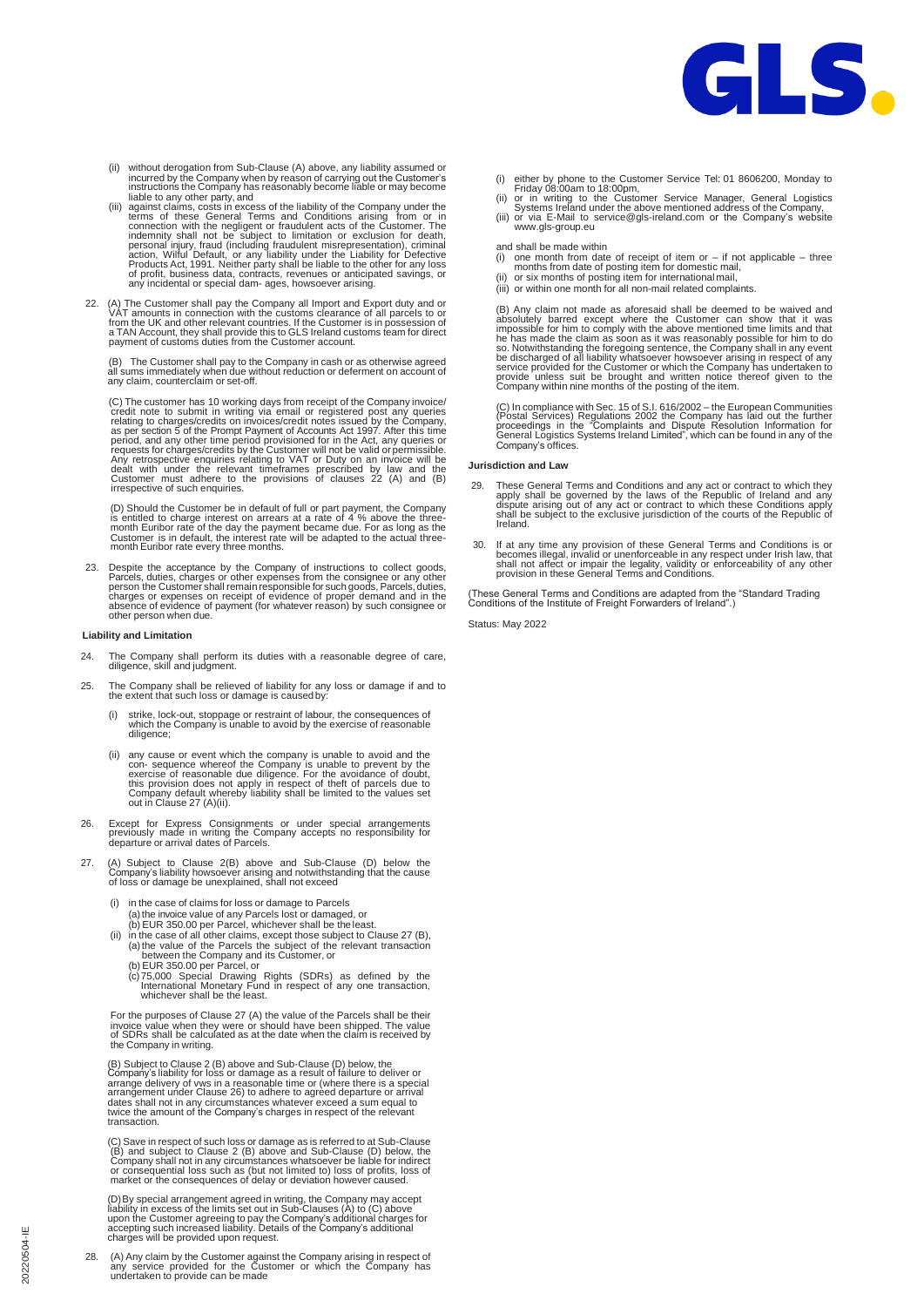(ii) without derogation from Sub-Clause (A) above, any liability assumed or incurred by the Company when by reason of carrying out the Customer's instructions the Company has reasonably become liable or may become liable to any other party, and

(iii) against claims, costs in excess of the liability of the Company under the terms of these General Terms and Conditions arising from or in connection with the negligent or fraudulent acts of the Customer. The indemnity shall not be subject to limitation or exclusion for death, personal injury, fraud (including fraudulent misrepresentation), criminal action, Wilful Default, or any liability under the Liability for Defective Products Act, 1991. Neither party shall be liable to the other for any loss of profit, business data, contracts, revenues or anticipated savings, or any incidental or special dam- ages, howsoever arising.

22. (A) The Customer shall pay the Company all Import and Export duty and or VAT amounts in connection with the customs clearance of all parcels to or from the UK and other relevant countries. If the Customer is in possession of a TAN Account, they shall provide this to GLS Ireland customs team for direct payment of customs duties from the Customer account.

(B) The Customer shall pay to the Company in cash or as otherwise agreed all sums immediately when due without reduction or deferment on account of any claim, counterclaim or set-off.

(C) The customer has 10 working days from receipt of the Company invoice/ credit note to submit in writing via email or registered post any queries relating to charges/credits on invoices/credit notes issued by the Company, as per section 5 of the Prompt Payment of Accounts Act 1997. After this time period, and any other time period provisioned for in the Act, any queries or requests for charges/credits by the Customer will not be valid or permissible. Any retrospective enquiries relating to VAT or Duty on an invoice will be dealt with under the relevant timeframes prescribed by law and the Customer must adhere to the provisions of clauses 22 (A) and (B) irrespective of such enquiries.

(D) Should the Customer be in default of full or part payment, the Company is entitled to charge interest on arrears at a rate of 4 % above the three-month Euribor rate of the day the payment became due. For as long as the Customer is in default, the interest rate will be adapted to the actual three-month Euribor rate every three months.

23. Despite the acceptance by the Company of instructions to collect goods, Parcels, duties, charges or other expenses from the consignee or any other person the Customer shall remain responsible for such goods, Parcels, duties, charges or expenses on receipt of evidence of proper demand and in the absence of evidence of payment (for whatever reason) by such consignee or other person when due.

### Liability and Limitation

24. The Company shall perform its duties with a reasonable degree of care, diligence, skill and judgment.

25. The Company shall be relieved of liability for any loss or damage if and to the extent that such loss or damage is caused by:

    (i) strike, lock-out, stoppage or restraint of labour, the consequences of which the Company is unable to avoid by the exercise of reasonable diligence;

    (ii) any cause or event which the company is unable to avoid and the con- sequence whereof the Company is unable to prevent by the exercise of reasonable due diligence. For the avoidance of doubt, this provision does not apply in respect of theft of parcels due to Company default whereby liability shall be limited to the values set out in Clause 27 (A)(ii).

26. Except for Express Consignments or under special arrangements previously made in writing the Company accepts no responsibility for departure or arrival dates of Parcels.

27. (A) Subject to Clause 2(B) above and Sub-Clause (D) below the Company's liability howsoever arising and notwithstanding that the cause of loss or damage be unexplained, shall not exceed

    (i) in the case of claims for loss or damage to Parcels
        (a) the invoice value of any Parcels lost or damaged, or
        (b) EUR 350.00 per Parcel, whichever shall be the least.
    (ii) in the case of all other claims, except those subject to Clause 27 (B),
        (a) the value of the Parcels the subject of the relevant transaction between the Company and its Customer, or
        (b) EUR 350.00 per Parcel, or
        (c) 75,000 Special Drawing Rights (SDRs) as defined by the International Monetary Fund in respect of any one transaction, whichever shall be the least.

For the purposes of Clause 27 (A) the value of the Parcels shall be their invoice value when they were or should have been shipped. The value of SDRs shall be calculated as at the date when the claim is received by the Company in writing.

(B) Subject to Clause 2 (B) above and Sub-Clause (D) below, the Company's liability for loss or damage as a result of failure to deliver or arrange delivery of vws in a reasonable time or (where there is a special arrangement under Clause 26) to adhere to agreed departure or arrival dates shall not in any circumstances whatever exceed a sum equal to twice the amount of the Company's charges in respect of the relevant transaction.

(C) Save in respect of such loss or damage as is referred to at Sub-Clause (B) and subject to Clause 2 (B) above and Sub-Clause (D) below, the Company shall not in any circumstances whatsoever be liable for indirect or consequential loss such as (but not limited to) loss of profits, loss of market or the consequences of delay or deviation however caused.

(D) By special arrangement agreed in writing, the Company may accept liability in excess of the limits set out in Sub-Clauses (A) to (C) above upon the Customer agreeing to pay the Company's additional charges for accepting such increased liability. Details of the Company's additional charges will be provided upon request.

28. (A) Any claim by the Customer against the Company arising in respect of any service provided for the Customer or which the Company has undertaken to provide can be made

    (i) either by phone to the Customer Service Tel: 01 8606200, Monday to Friday 08:00am to 18:00pm,
    (ii) or in writing to the Customer Service Manager, General Logistics Systems Ireland under the above mentioned address of the Company,
    (iii) or via E-Mail to service@gls-ireland.com or the Company's website www.gls-group.eu

and shall be made within

    (i) one month from date of receipt of item or – if not applicable – three months from date of posting item for domestic mail,
    (ii) or six months of posting item for international mail,
    (iii) or within one month for all non-mail related complaints.

(B) Any claim not made as aforesaid shall be deemed to be waived and absolutely barred except where the Customer can show that it was impossible for him to comply with the above mentioned time limits and that he has made the claim as soon as it was reasonably possible for him to do so. Notwithstanding the foregoing sentence, the Company shall in any event be discharged of all liability whatsoever howsoever arising in respect of any service provided for the Customer or which the Company has undertaken to provide unless suit be brought and written notice thereof given to the Company within nine months of the posting of the item.

(C) In compliance with Sec. 15 of S.I. 616/2002 – the European Communities (Postal Services) Regulations 2002 the Company has laid out the further proceedings in the "Complaints and Dispute Resolution Information for General Logistics Systems Ireland Limited", which can be found in any of the Company's offices.

### Jurisdiction and Law

29. These General Terms and Conditions and any act or contract to which they apply shall be governed by the laws of the Republic of Ireland and any dispute arising out of any act or contract to which these Conditions apply shall be subject to the exclusive jurisdiction of the courts of the Republic of Ireland.

30. If at any time any provision of these General Terms and Conditions is or becomes illegal, invalid or unenforceable in any respect under Irish law, that shall not affect or impair the legality, validity or enforceability of any other provision in these General Terms and Conditions.

(These General Terms and Conditions are adapted from the "Standard Trading Conditions of the Institute of Freight Forwarders of Ireland".)

Status: May 2022